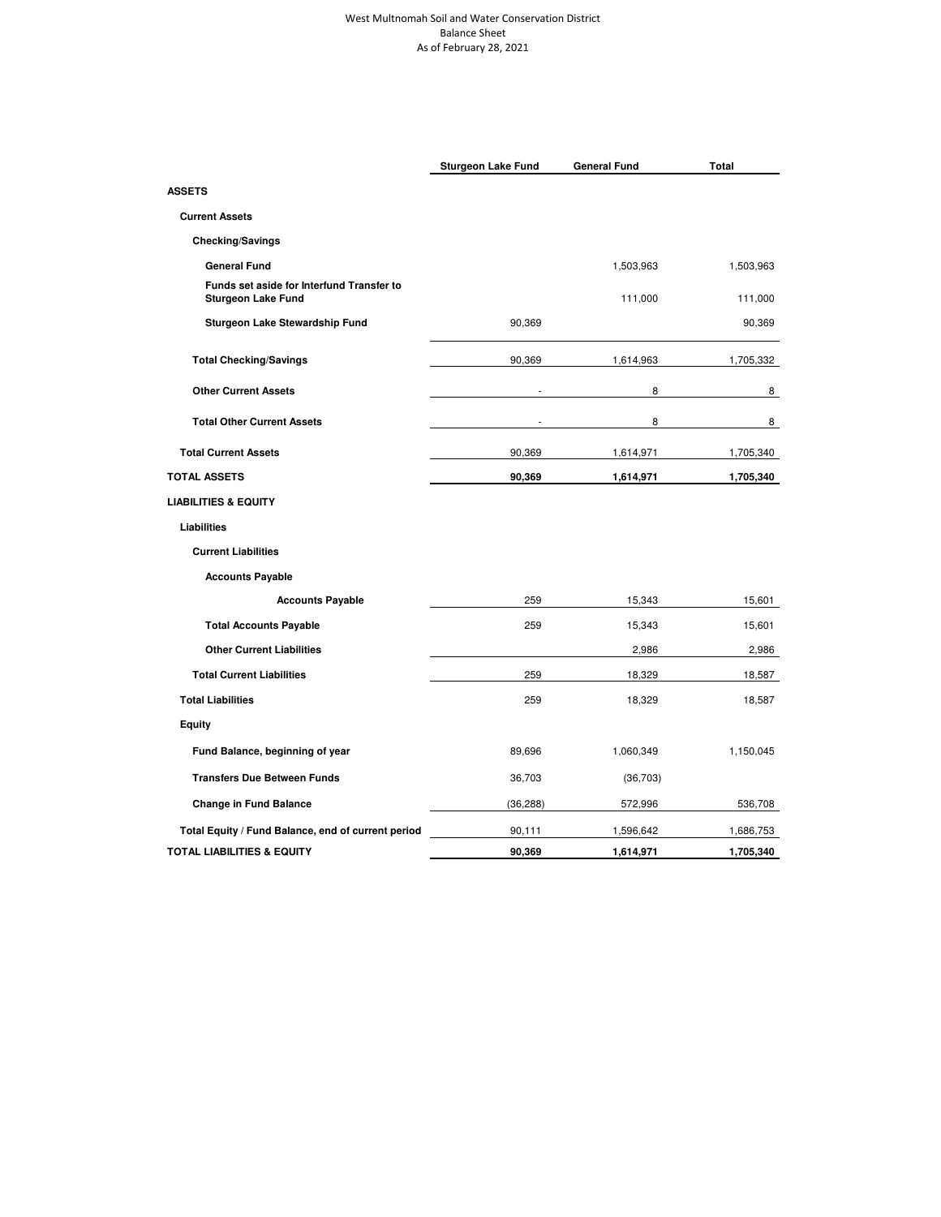West Multnomah Soil and Water Conservation District
Balance Sheet
As of February 28, 2021

| | Sturgeon Lake Fund | General Fund | Total |
|---|---|---|---|
| **ASSETS** | | | |
| **Current Assets** | | | |
| **Checking/Savings** | | | |
| **General Fund** | | 1,503,963 | 1,503,963 |
| **Funds set aside for Interfund Transfer to Sturgeon Lake Fund** | | 111,000 | 111,000 |
| **Sturgeon Lake Stewardship Fund** | 90,369 | | 90,369 |
| **Total Checking/Savings** | 90,369 | 1,614,963 | 1,705,332 |
| **Other Current Assets** | - | 8 | 8 |
| **Total Other Current Assets** | - | 8 | 8 |
| **Total Current Assets** | 90,369 | 1,614,971 | 1,705,340 |
| **TOTAL ASSETS** | **90,369** | **1,614,971** | **1,705,340** |
| **LIABILITIES & EQUITY** | | | |
| **Liabilities** | | | |
| **Current Liabilities** | | | |
| **Accounts Payable** | | | |
| **Accounts Payable** | 259 | 15,343 | 15,601 |
| **Total Accounts Payable** | 259 | 15,343 | 15,601 |
| **Other Current Liabilities** | | 2,986 | 2,986 |
| **Total Current Liabilities** | 259 | 18,329 | 18,587 |
| **Total Liabilities** | 259 | 18,329 | 18,587 |
| **Equity** | | | |
| **Fund Balance, beginning of year** | 89,696 | 1,060,349 | 1,150,045 |
| **Transfers Due Between Funds** | 36,703 | (36,703) | |
| **Change in Fund Balance** | (36,288) | 572,996 | 536,708 |
| **Total Equity / Fund Balance, end of current period** | 90,111 | 1,596,642 | 1,686,753 |
| **TOTAL LIABILITIES & EQUITY** | **90,369** | **1,614,971** | **1,705,340** |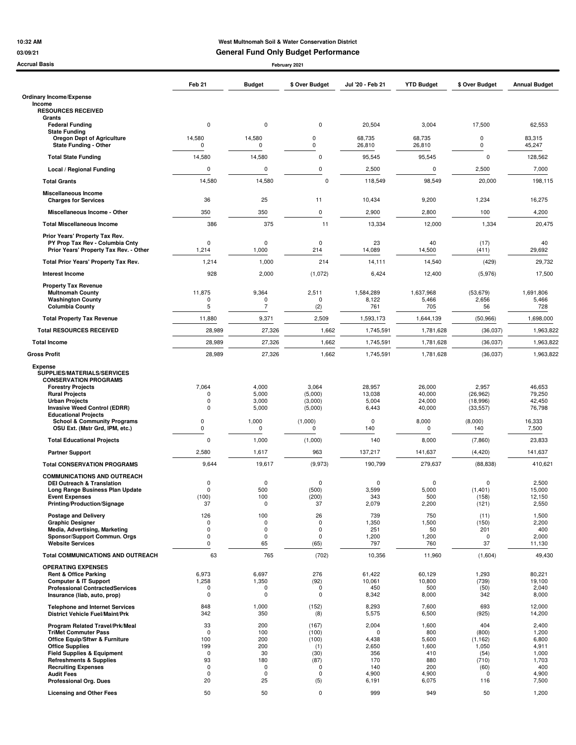**West Multnomah Soil & Water Conservation District**

**General Fund Only Budget Performance**

**February 2021**

10:32 AM
03/09/21
Accrual Basis

| | Feb 21 | Budget | $ Over Budget | Jul '20 - Feb 21 | YTD Budget | $ Over Budget | Annual Budget |
|---|---|---|---|---|---|---|---|
| **Ordinary Income/Expense** | | | | | | | |
| **Income** | | | | | | | |
| **RESOURCES RECEIVED** | | | | | | | |
| **Grants** | | | | | | | |
| **Federal Funding** | 0 | 0 | 0 | 20,504 | 3,004 | 17,500 | 62,553 |
| **State Funding** | | | | | | | |
| **Oregon Dept of Agriculture** | 14,580 | 14,580 | 0 | 68,735 | 68,735 | 0 | 83,315 |
| **State Funding - Other** | 0 | 0 | 0 | 26,810 | 26,810 | 0 | 45,247 |
| **Total State Funding** | 14,580 | 14,580 | 0 | 95,545 | 95,545 | 0 | 128,562 |
| **Local / Regional Funding** | 0 | 0 | 0 | 2,500 | 0 | 2,500 | 7,000 |
| **Total Grants** | 14,580 | 14,580 | 0 | 118,549 | 98,549 | 20,000 | 198,115 |
| **Miscellaneous Income** | | | | | | | |
| **Charges for Services** | 36 | 25 | 11 | 10,434 | 9,200 | 1,234 | 16,275 |
| **Miscellaneous Income - Other** | 350 | 350 | 0 | 2,900 | 2,800 | 100 | 4,200 |
| **Total Miscellaneous Income** | 386 | 375 | 11 | 13,334 | 12,000 | 1,334 | 20,475 |
| **Prior Years' Property Tax Rev.** | | | | | | | |
| **PY Prop Tax Rev - Columbia Cnty** | 0 | 0 | 0 | 23 | 40 | (17) | 40 |
| **Prior Years' Property Tax Rev. - Other** | 1,214 | 1,000 | 214 | 14,089 | 14,500 | (411) | 29,692 |
| **Total Prior Years' Property Tax Rev.** | 1,214 | 1,000 | 214 | 14,111 | 14,540 | (429) | 29,732 |
| **Interest Income** | 928 | 2,000 | (1,072) | 6,424 | 12,400 | (5,976) | 17,500 |
| **Property Tax Revenue** | | | | | | | |
| **Multnomah County** | 11,875 | 9,364 | 2,511 | 1,584,289 | 1,637,968 | (53,679) | 1,691,806 |
| **Washington County** | 0 | 0 | 0 | 8,122 | 5,466 | 2,656 | 5,466 |
| **Columbia County** | 5 | 7 | (2) | 761 | 705 | 56 | 728 |
| **Total Property Tax Revenue** | 11,880 | 9,371 | 2,509 | 1,593,173 | 1,644,139 | (50,966) | 1,698,000 |
| **Total RESOURCES RECEIVED** | 28,989 | 27,326 | 1,662 | 1,745,591 | 1,781,628 | (36,037) | 1,963,822 |
| **Total Income** | 28,989 | 27,326 | 1,662 | 1,745,591 | 1,781,628 | (36,037) | 1,963,822 |
| **Gross Profit** | 28,989 | 27,326 | 1,662 | 1,745,591 | 1,781,628 | (36,037) | 1,963,822 |
| **Expense** | | | | | | | |
| **SUPPLIES/MATERIALS/SERVICES** | | | | | | | |
| **CONSERVATION PROGRAMS** | | | | | | | |
| **Forestry Projects** | 7,064 | 4,000 | 3,064 | 28,957 | 26,000 | 2,957 | 46,653 |
| **Rural Projects** | 0 | 5,000 | (5,000) | 13,038 | 40,000 | (26,962) | 79,250 |
| **Urban Projects** | 0 | 3,000 | (3,000) | 5,004 | 24,000 | (18,996) | 42,450 |
| **Invasive Weed Control (EDRR)** | 0 | 5,000 | (5,000) | 6,443 | 40,000 | (33,557) | 76,798 |
| **Educational Projects** | | | | | | | |
| **School & Community Programs** | 0 | 1,000 | (1,000) | 0 | 8,000 | (8,000) | 16,333 |
| **OSU Ext. (Mstr Grd, IPM, etc.)** | 0 | 0 | 0 | 140 | 0 | 140 | 7,500 |
| **Total Educational Projects** | 0 | 1,000 | (1,000) | 140 | 8,000 | (7,860) | 23,833 |
| **Partner Support** | 2,580 | 1,617 | 963 | 137,217 | 141,637 | (4,420) | 141,637 |
| **Total CONSERVATION PROGRAMS** | 9,644 | 19,617 | (9,973) | 190,799 | 279,637 | (88,838) | 410,621 |
| **COMMUNICATIONS AND OUTREACH** | | | | | | | |
| **DEI Outreach & Translation** | 0 | 0 | 0 | 0 | 0 | 0 | 2,500 |
| **Long Range Business Plan Update** | 0 | 500 | (500) | 3,599 | 5,000 | (1,401) | 15,000 |
| **Event Expenses** | (100) | 100 | (200) | 343 | 500 | (158) | 12,150 |
| **Printing/Production/Signage** | 37 | 0 | 37 | 2,079 | 2,200 | (121) | 2,550 |
| **Postage and Delivery** | 126 | 100 | 26 | 739 | 750 | (11) | 1,500 |
| **Graphic Designer** | 0 | 0 | 0 | 1,350 | 1,500 | (150) | 2,200 |
| **Media, Advertising, Marketing** | 0 | 0 | 0 | 251 | 50 | 201 | 400 |
| **Sponsor/Support Commun. Orgs** | 0 | 0 | 0 | 1,200 | 1,200 | 0 | 2,000 |
| **Website Services** | 0 | 65 | (65) | 797 | 760 | 37 | 11,130 |
| **Total COMMUNICATIONS AND OUTREACH** | 63 | 765 | (702) | 10,356 | 11,960 | (1,604) | 49,430 |
| **OPERATING EXPENSES** | | | | | | | |
| **Rent & Office Parking** | 6,973 | 6,697 | 276 | 61,422 | 60,129 | 1,293 | 80,221 |
| **Computer & IT Support** | 1,258 | 1,350 | (92) | 10,061 | 10,800 | (739) | 19,100 |
| **Professional ContractedServices** | 0 | 0 | 0 | 450 | 500 | (50) | 2,040 |
| **Insurance (liab, auto, prop)** | 0 | 0 | 0 | 8,342 | 8,000 | 342 | 8,000 |
| **Telephone and Internet Services** | 848 | 1,000 | (152) | 8,293 | 7,600 | 693 | 12,000 |
| **District Vehicle Fuel/Maint/Prk** | 342 | 350 | (8) | 5,575 | 6,500 | (925) | 14,200 |
| **Program Related Travel/Prk/Meal** | 33 | 200 | (167) | 2,004 | 1,600 | 404 | 2,400 |
| **TriMet Commuter Pass** | 0 | 100 | (100) | 0 | 800 | (800) | 1,200 |
| **Office Equip/Sftwr & Furniture** | 100 | 200 | (100) | 4,438 | 5,600 | (1,162) | 6,800 |
| **Office Supplies** | 199 | 200 | (1) | 2,650 | 1,600 | 1,050 | 4,911 |
| **Field Supplies & Equipment** | 0 | 30 | (30) | 356 | 410 | (54) | 1,000 |
| **Refreshments & Supplies** | 93 | 180 | (87) | 170 | 880 | (710) | 1,703 |
| **Recruiting Expenses** | 0 | 0 | 0 | 140 | 200 | (60) | 400 |
| **Audit Fees** | 0 | 0 | 0 | 4,900 | 4,900 | 0 | 4,900 |
| **Professional Org. Dues** | 20 | 25 | (5) | 6,191 | 6,075 | 116 | 7,500 |
| **Licensing and Other Fees** | 50 | 50 | 0 | 999 | 949 | 50 | 1,200 |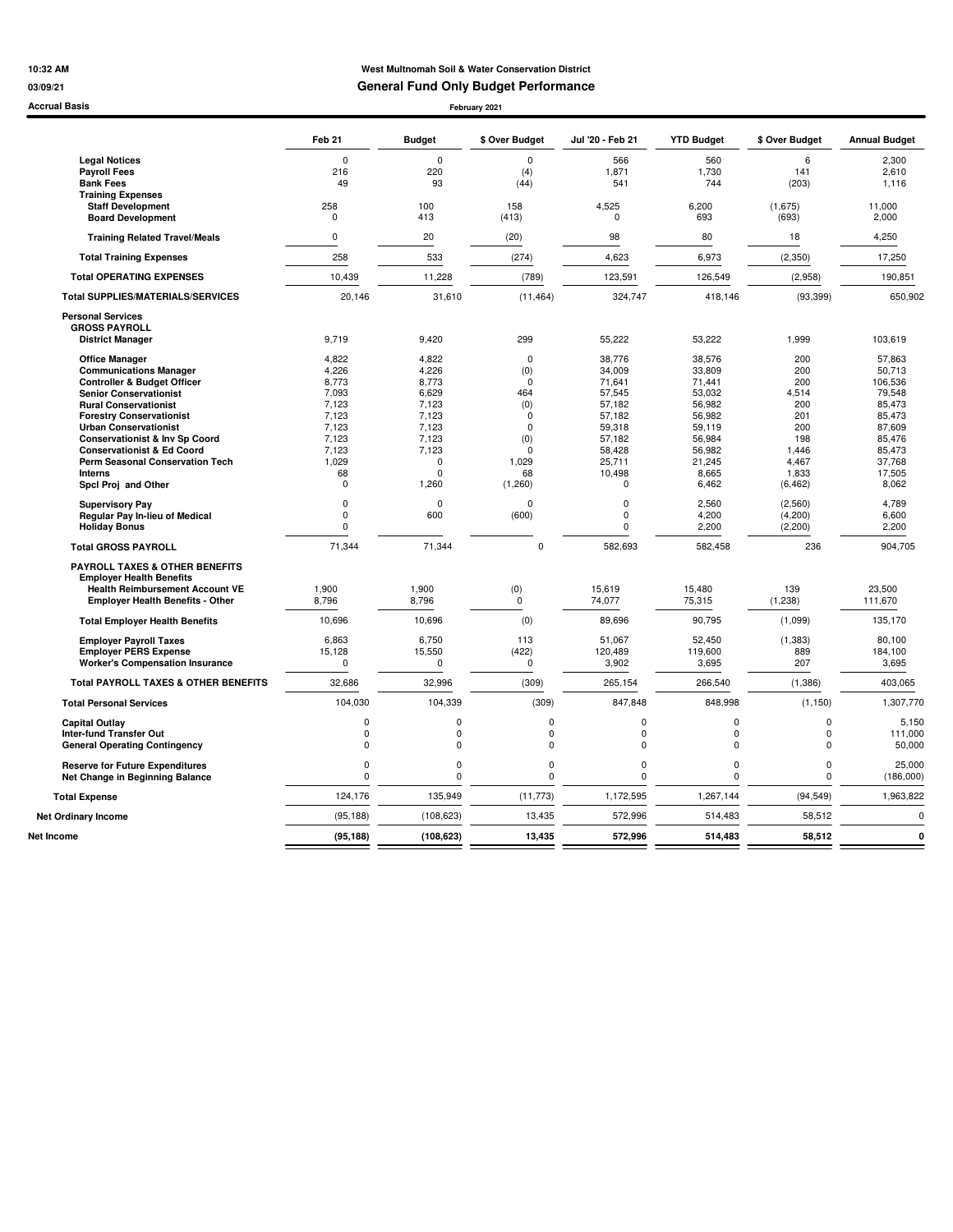**West Multnomah Soil & Water Conservation District**

# General Fund Only Budget Performance

Accrual Basis — February 2021

| | Feb 21 | Budget | $ Over Budget | Jul '20 - Feb 21 | YTD Budget | $ Over Budget | Annual Budget |
|---|---|---|---|---|---|---|---|
| **Legal Notices** | 0 | 0 | 0 | 566 | 560 | 6 | 2,300 |
| **Payroll Fees** | 216 | 220 | (4) | 1,871 | 1,730 | 141 | 2,610 |
| **Bank Fees** | 49 | 93 | (44) | 541 | 744 | (203) | 1,116 |
| **Training Expenses** | | | | | | | |
| **Staff Development** | 258 | 100 | 158 | 4,525 | 6,200 | (1,675) | 11,000 |
| **Board Development** | 0 | 413 | (413) | 0 | 693 | (693) | 2,000 |
| **Training Related Travel/Meals** | 0 | 20 | (20) | 98 | 80 | 18 | 4,250 |
| **Total Training Expenses** | 258 | 533 | (274) | 4,623 | 6,973 | (2,350) | 17,250 |
| **Total OPERATING EXPENSES** | 10,439 | 11,228 | (789) | 123,591 | 126,549 | (2,958) | 190,851 |
| **Total SUPPLIES/MATERIALS/SERVICES** | 20,146 | 31,610 | (11,464) | 324,747 | 418,146 | (93,399) | 650,902 |
| **Personal Services** | | | | | | | |
| **GROSS PAYROLL** | | | | | | | |
| **District Manager** | 9,719 | 9,420 | 299 | 55,222 | 53,222 | 1,999 | 103,619 |
| **Office Manager** | 4,822 | 4,822 | 0 | 38,776 | 38,576 | 200 | 57,863 |
| **Communications Manager** | 4,226 | 4,226 | (0) | 34,009 | 33,809 | 200 | 50,713 |
| **Controller & Budget Officer** | 8,773 | 8,773 | 0 | 71,641 | 71,441 | 200 | 106,536 |
| **Senior Conservationist** | 7,093 | 6,629 | 464 | 57,545 | 53,032 | 4,514 | 79,548 |
| **Rural Conservationist** | 7,123 | 7,123 | (0) | 57,182 | 56,982 | 200 | 85,473 |
| **Forestry Conservationist** | 7,123 | 7,123 | 0 | 57,182 | 56,982 | 201 | 85,473 |
| **Urban Conservationist** | 7,123 | 7,123 | 0 | 59,318 | 59,119 | 200 | 87,609 |
| **Conservationist & Inv Sp Coord** | 7,123 | 7,123 | (0) | 57,182 | 56,984 | 198 | 85,476 |
| **Conservationist & Ed Coord** | 7,123 | 7,123 | 0 | 58,428 | 56,982 | 1,446 | 85,473 |
| **Perm Seasonal Conservation Tech** | 1,029 | 0 | 1,029 | 25,711 | 21,245 | 4,467 | 37,768 |
| **Interns** | 68 | 0 | 68 | 10,498 | 8,665 | 1,833 | 17,505 |
| **Spcl Proj and Other** | 0 | 1,260 | (1,260) | 0 | 6,462 | (6,462) | 8,062 |
| **Supervisory Pay** | 0 | 0 | 0 | 0 | 2,560 | (2,560) | 4,789 |
| **Regular Pay In-lieu of Medical** | 0 | 600 | (600) | 0 | 4,200 | (4,200) | 6,600 |
| **Holiday Bonus** | 0 | | | 0 | 2,200 | (2,200) | 2,200 |
| **Total GROSS PAYROLL** | 71,344 | 71,344 | 0 | 582,693 | 582,458 | 236 | 904,705 |
| **PAYROLL TAXES & OTHER BENEFITS** | | | | | | | |
| **Employer Health Benefits** | | | | | | | |
| **Health Reimbursement Account VE** | 1,900 | 1,900 | (0) | 15,619 | 15,480 | 139 | 23,500 |
| **Employer Health Benefits - Other** | 8,796 | 8,796 | 0 | 74,077 | 75,315 | (1,238) | 111,670 |
| **Total Employer Health Benefits** | 10,696 | 10,696 | (0) | 89,696 | 90,795 | (1,099) | 135,170 |
| **Employer Payroll Taxes** | 6,863 | 6,750 | 113 | 51,067 | 52,450 | (1,383) | 80,100 |
| **Employer PERS Expense** | 15,128 | 15,550 | (422) | 120,489 | 119,600 | 889 | 184,100 |
| **Worker's Compensation Insurance** | 0 | 0 | 0 | 3,902 | 3,695 | 207 | 3,695 |
| **Total PAYROLL TAXES & OTHER BENEFITS** | 32,686 | 32,996 | (309) | 265,154 | 266,540 | (1,386) | 403,065 |
| **Total Personal Services** | 104,030 | 104,339 | (309) | 847,848 | 848,998 | (1,150) | 1,307,770 |
| **Capital Outlay** | 0 | 0 | 0 | 0 | 0 | 0 | 5,150 |
| **Inter-fund Transfer Out** | 0 | 0 | 0 | 0 | 0 | 0 | 111,000 |
| **General Operating Contingency** | 0 | 0 | 0 | 0 | 0 | 0 | 50,000 |
| **Reserve for Future Expenditures** | 0 | 0 | 0 | 0 | 0 | 0 | 25,000 |
| **Net Change in Beginning Balance** | 0 | 0 | 0 | 0 | 0 | 0 | (186,000) |
| **Total Expense** | 124,176 | 135,949 | (11,773) | 1,172,595 | 1,267,144 | (94,549) | 1,963,822 |
| **Net Ordinary Income** | (95,188) | (108,623) | 13,435 | 572,996 | 514,483 | 58,512 | 0 |
| **Net Income** | **(95,188)** | **(108,623)** | **13,435** | **572,996** | **514,483** | **58,512** | **0** |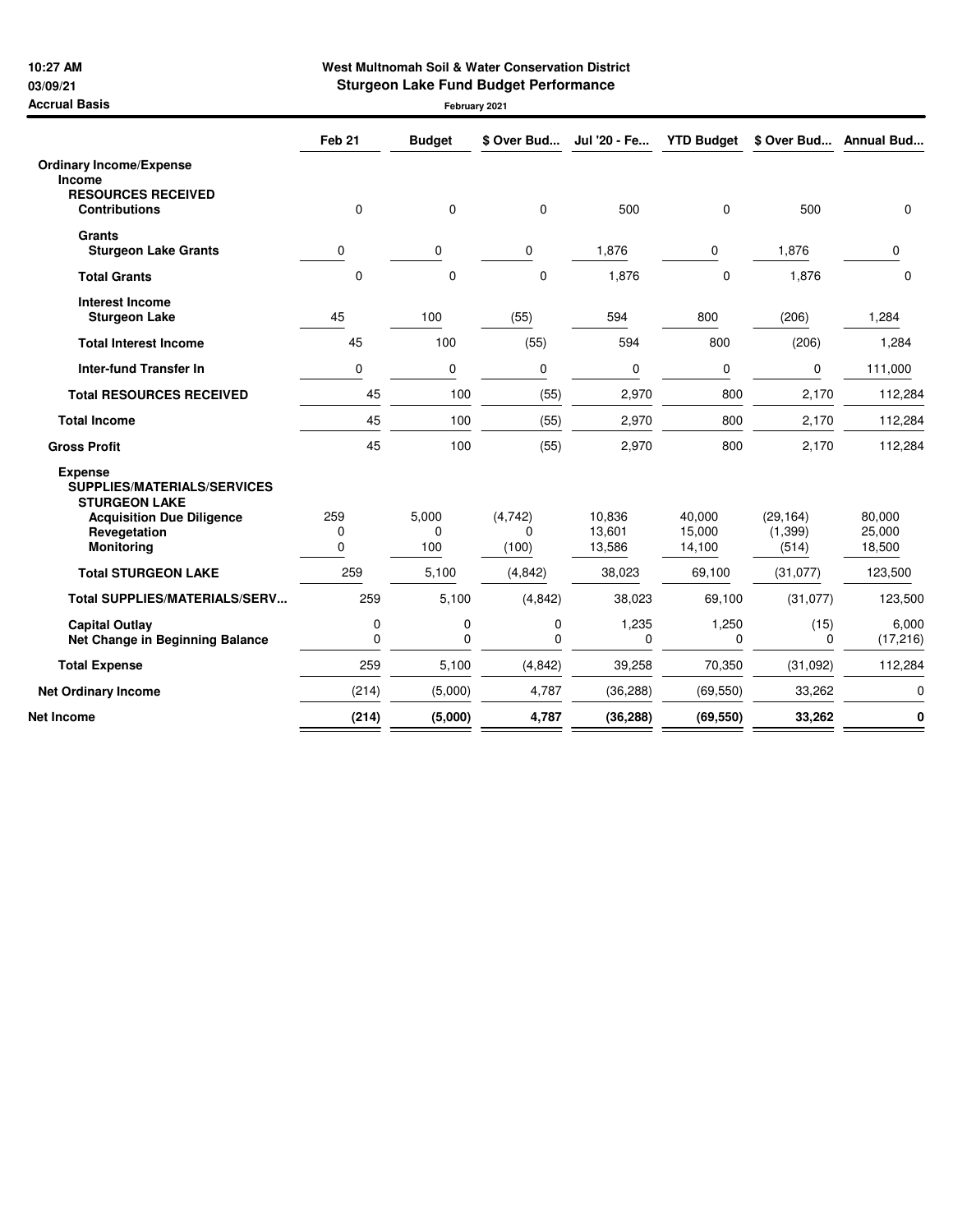10:27 AM
03/09/21
Accrual Basis

# West Multnomah Soil & Water Conservation District
## Sturgeon Lake Fund Budget Performance
February 2021

| | Feb 21 | Budget | $ Over Bud... | Jul '20 - Fe... | YTD Budget | $ Over Bud... | Annual Bud... |
|---|---|---|---|---|---|---|---|
| **Ordinary Income/Expense** | | | | | | | |
| **Income** | | | | | | | |
| **RESOURCES RECEIVED** | | | | | | | |
| **Contributions** | 0 | 0 | 0 | 500 | 0 | 500 | 0 |
| **Grants** | | | | | | | |
| **Sturgeon Lake Grants** | 0 | 0 | 0 | 1,876 | 0 | 1,876 | 0 |
| **Total Grants** | 0 | 0 | 0 | 1,876 | 0 | 1,876 | 0 |
| **Interest Income** | | | | | | | |
| **Sturgeon Lake** | 45 | 100 | (55) | 594 | 800 | (206) | 1,284 |
| **Total Interest Income** | 45 | 100 | (55) | 594 | 800 | (206) | 1,284 |
| **Inter-fund Transfer In** | 0 | 0 | 0 | 0 | 0 | 0 | 111,000 |
| **Total RESOURCES RECEIVED** | 45 | 100 | (55) | 2,970 | 800 | 2,170 | 112,284 |
| **Total Income** | 45 | 100 | (55) | 2,970 | 800 | 2,170 | 112,284 |
| **Gross Profit** | 45 | 100 | (55) | 2,970 | 800 | 2,170 | 112,284 |
| **Expense** | | | | | | | |
| **SUPPLIES/MATERIALS/SERVICES** | | | | | | | |
| **STURGEON LAKE** | | | | | | | |
| **Acquisition Due Diligence** | 259 | 5,000 | (4,742) | 10,836 | 40,000 | (29,164) | 80,000 |
| **Revegetation** | 0 | 0 | 0 | 13,601 | 15,000 | (1,399) | 25,000 |
| **Monitoring** | 0 | 100 | (100) | 13,586 | 14,100 | (514) | 18,500 |
| **Total STURGEON LAKE** | 259 | 5,100 | (4,842) | 38,023 | 69,100 | (31,077) | 123,500 |
| **Total SUPPLIES/MATERIALS/SERV...** | 259 | 5,100 | (4,842) | 38,023 | 69,100 | (31,077) | 123,500 |
| **Capital Outlay** | 0 | 0 | 0 | 1,235 | 1,250 | (15) | 6,000 |
| **Net Change in Beginning Balance** | 0 | 0 | 0 | 0 | 0 | 0 | (17,216) |
| **Total Expense** | 259 | 5,100 | (4,842) | 39,258 | 70,350 | (31,092) | 112,284 |
| **Net Ordinary Income** | (214) | (5,000) | 4,787 | (36,288) | (69,550) | 33,262 | 0 |
| **Net Income** | **(214)** | **(5,000)** | **4,787** | **(36,288)** | **(69,550)** | **33,262** | **0** |